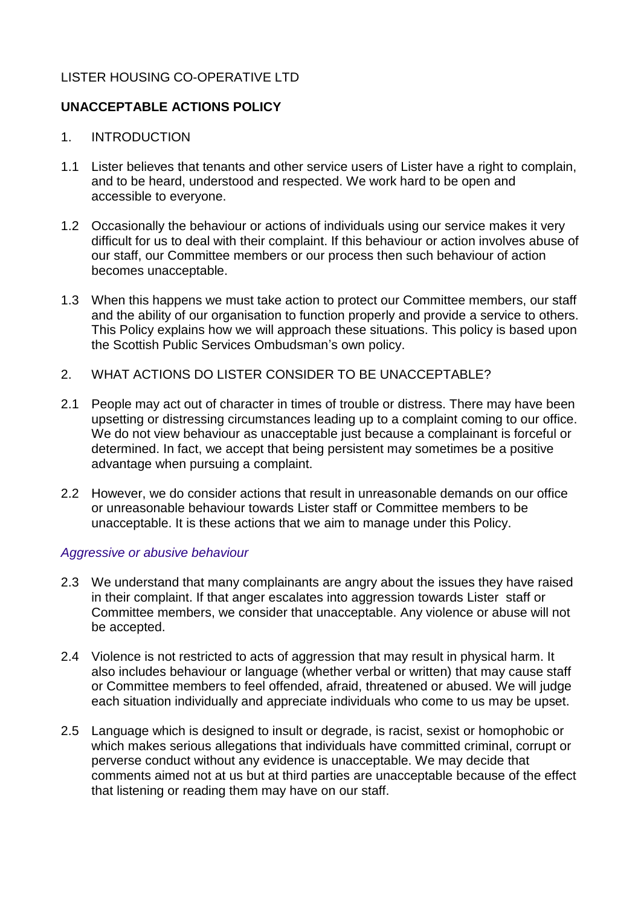LISTER HOUSING CO-OPERATIVE LTD

# UNACCEPTABLE ACTIONS POLICY

## 1. INTRODUCTION

1.1 Lister believes that tenants and other service users of Lister have a right to complain, and to be heard, understood and respected. We work hard to be open and accessible to everyone.

1.2 Occasionally the behaviour or actions of individuals using our service makes it very difficult for us to deal with their complaint. If this behaviour or action involves abuse of our staff, our Committee members or our process then such behaviour of action becomes unacceptable.

1.3 When this happens we must take action to protect our Committee members, our staff and the ability of our organisation to function properly and provide a service to others. This Policy explains how we will approach these situations. This policy is based upon the Scottish Public Services Ombudsman's own policy.

## 2. WHAT ACTIONS DO LISTER CONSIDER TO BE UNACCEPTABLE?

2.1 People may act out of character in times of trouble or distress. There may have been upsetting or distressing circumstances leading up to a complaint coming to our office. We do not view behaviour as unacceptable just because a complainant is forceful or determined. In fact, we accept that being persistent may sometimes be a positive advantage when pursuing a complaint.

2.2 However, we do consider actions that result in unreasonable demands on our office or unreasonable behaviour towards Lister staff or Committee members to be unacceptable. It is these actions that we aim to manage under this Policy.

### *Aggressive or abusive behaviour*

2.3 We understand that many complainants are angry about the issues they have raised in their complaint. If that anger escalates into aggression towards Lister staff or Committee members, we consider that unacceptable. Any violence or abuse will not be accepted.

2.4 Violence is not restricted to acts of aggression that may result in physical harm. It also includes behaviour or language (whether verbal or written) that may cause staff or Committee members to feel offended, afraid, threatened or abused. We will judge each situation individually and appreciate individuals who come to us may be upset.

2.5 Language which is designed to insult or degrade, is racist, sexist or homophobic or which makes serious allegations that individuals have committed criminal, corrupt or perverse conduct without any evidence is unacceptable. We may decide that comments aimed not at us but at third parties are unacceptable because of the effect that listening or reading them may have on our staff.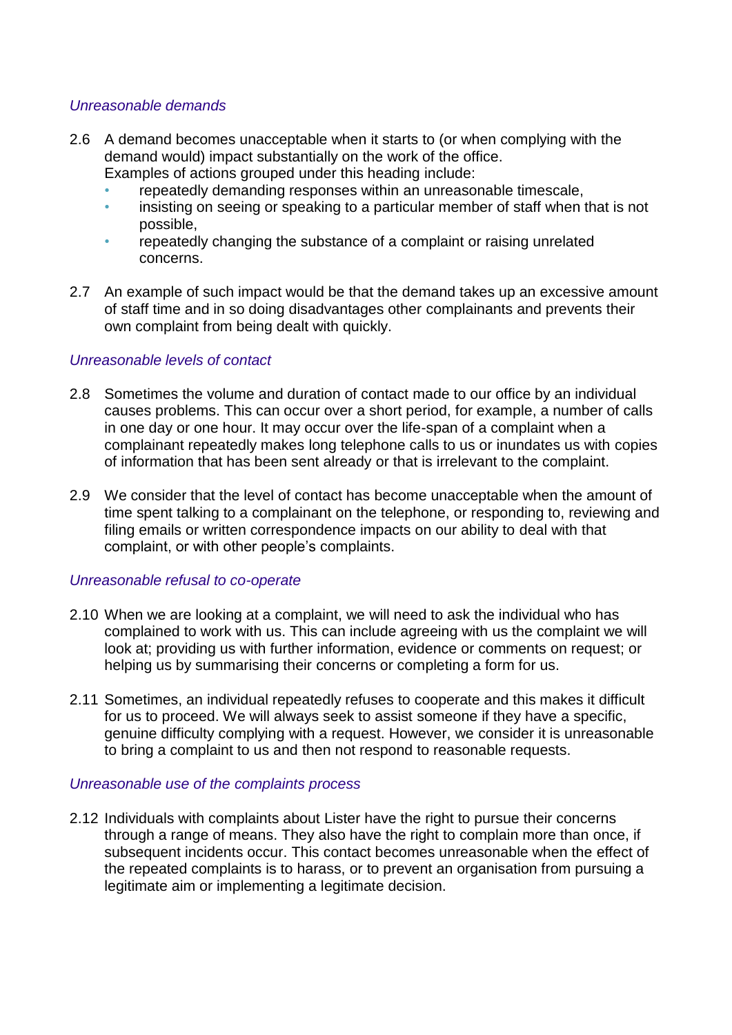*Unreasonable demands*

2.6 A demand becomes unacceptable when it starts to (or when complying with the demand would) impact substantially on the work of the office.
Examples of actions grouped under this heading include:

- repeatedly demanding responses within an unreasonable timescale,
- insisting on seeing or speaking to a particular member of staff when that is not possible,
- repeatedly changing the substance of a complaint or raising unrelated concerns.

2.7 An example of such impact would be that the demand takes up an excessive amount of staff time and in so doing disadvantages other complainants and prevents their own complaint from being dealt with quickly.

*Unreasonable levels of contact*

2.8 Sometimes the volume and duration of contact made to our office by an individual causes problems. This can occur over a short period, for example, a number of calls in one day or one hour. It may occur over the life-span of a complaint when a complainant repeatedly makes long telephone calls to us or inundates us with copies of information that has been sent already or that is irrelevant to the complaint.

2.9 We consider that the level of contact has become unacceptable when the amount of time spent talking to a complainant on the telephone, or responding to, reviewing and filing emails or written correspondence impacts on our ability to deal with that complaint, or with other people's complaints.

*Unreasonable refusal to co-operate*

2.10 When we are looking at a complaint, we will need to ask the individual who has complained to work with us. This can include agreeing with us the complaint we will look at; providing us with further information, evidence or comments on request; or helping us by summarising their concerns or completing a form for us.

2.11 Sometimes, an individual repeatedly refuses to cooperate and this makes it difficult for us to proceed. We will always seek to assist someone if they have a specific, genuine difficulty complying with a request. However, we consider it is unreasonable to bring a complaint to us and then not respond to reasonable requests.

*Unreasonable use of the complaints process*

2.12 Individuals with complaints about Lister have the right to pursue their concerns through a range of means. They also have the right to complain more than once, if subsequent incidents occur. This contact becomes unreasonable when the effect of the repeated complaints is to harass, or to prevent an organisation from pursuing a legitimate aim or implementing a legitimate decision.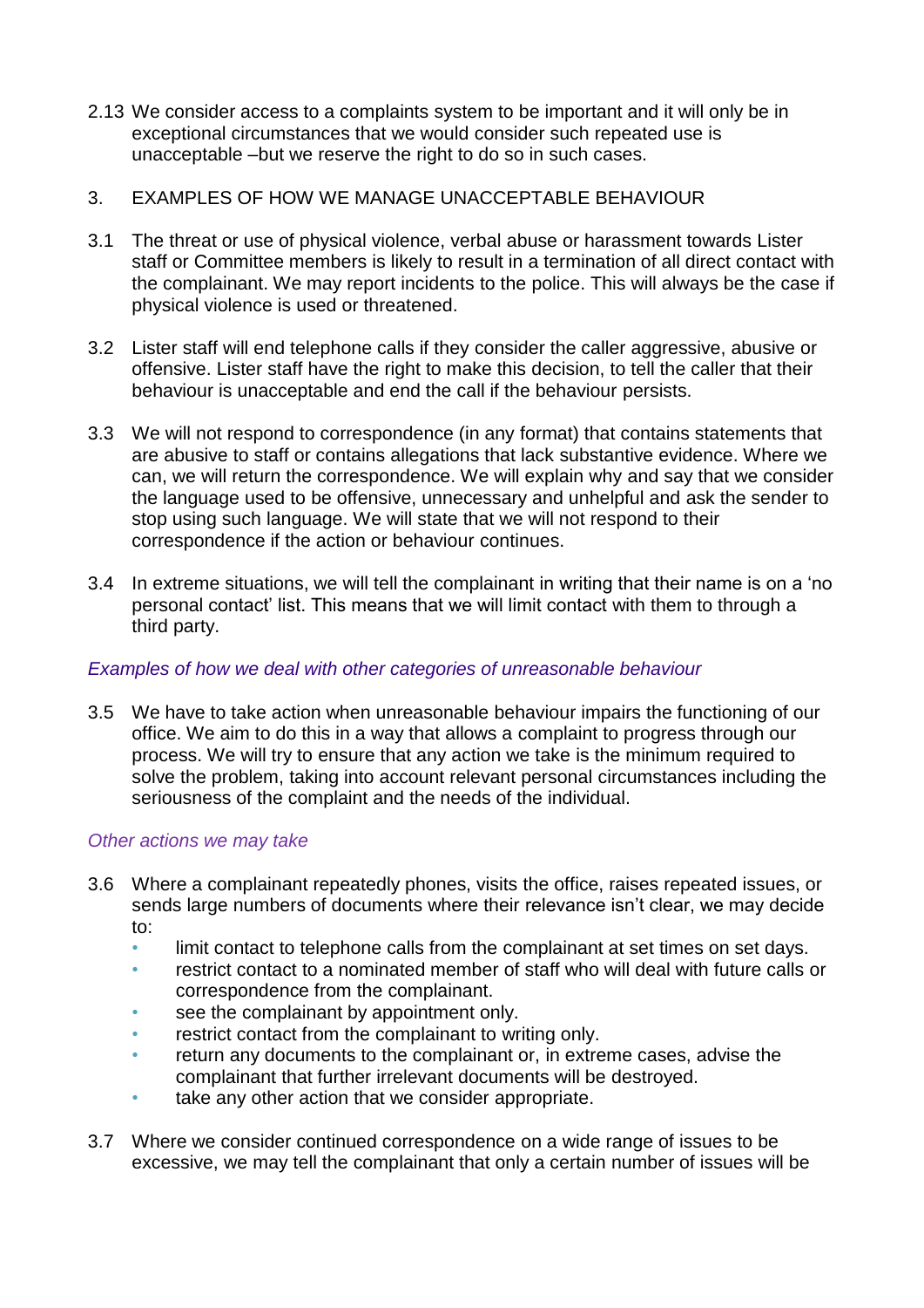2.13 We consider access to a complaints system to be important and it will only be in exceptional circumstances that we would consider such repeated use is unacceptable –but we reserve the right to do so in such cases.

## 3. EXAMPLES OF HOW WE MANAGE UNACCEPTABLE BEHAVIOUR

3.1 The threat or use of physical violence, verbal abuse or harassment towards Lister staff or Committee members is likely to result in a termination of all direct contact with the complainant. We may report incidents to the police. This will always be the case if physical violence is used or threatened.

3.2 Lister staff will end telephone calls if they consider the caller aggressive, abusive or offensive. Lister staff have the right to make this decision, to tell the caller that their behaviour is unacceptable and end the call if the behaviour persists.

3.3 We will not respond to correspondence (in any format) that contains statements that are abusive to staff or contains allegations that lack substantive evidence. Where we can, we will return the correspondence. We will explain why and say that we consider the language used to be offensive, unnecessary and unhelpful and ask the sender to stop using such language. We will state that we will not respond to their correspondence if the action or behaviour continues.

3.4 In extreme situations, we will tell the complainant in writing that their name is on a 'no personal contact' list. This means that we will limit contact with them to through a third party.

*Examples of how we deal with other categories of unreasonable behaviour*

3.5 We have to take action when unreasonable behaviour impairs the functioning of our office. We aim to do this in a way that allows a complaint to progress through our process. We will try to ensure that any action we take is the minimum required to solve the problem, taking into account relevant personal circumstances including the seriousness of the complaint and the needs of the individual.

*Other actions we may take*

3.6 Where a complainant repeatedly phones, visits the office, raises repeated issues, or sends large numbers of documents where their relevance isn't clear, we may decide to:

- limit contact to telephone calls from the complainant at set times on set days.
- restrict contact to a nominated member of staff who will deal with future calls or correspondence from the complainant.
- see the complainant by appointment only.
- restrict contact from the complainant to writing only.
- return any documents to the complainant or, in extreme cases, advise the complainant that further irrelevant documents will be destroyed.
- take any other action that we consider appropriate.

3.7 Where we consider continued correspondence on a wide range of issues to be excessive, we may tell the complainant that only a certain number of issues will be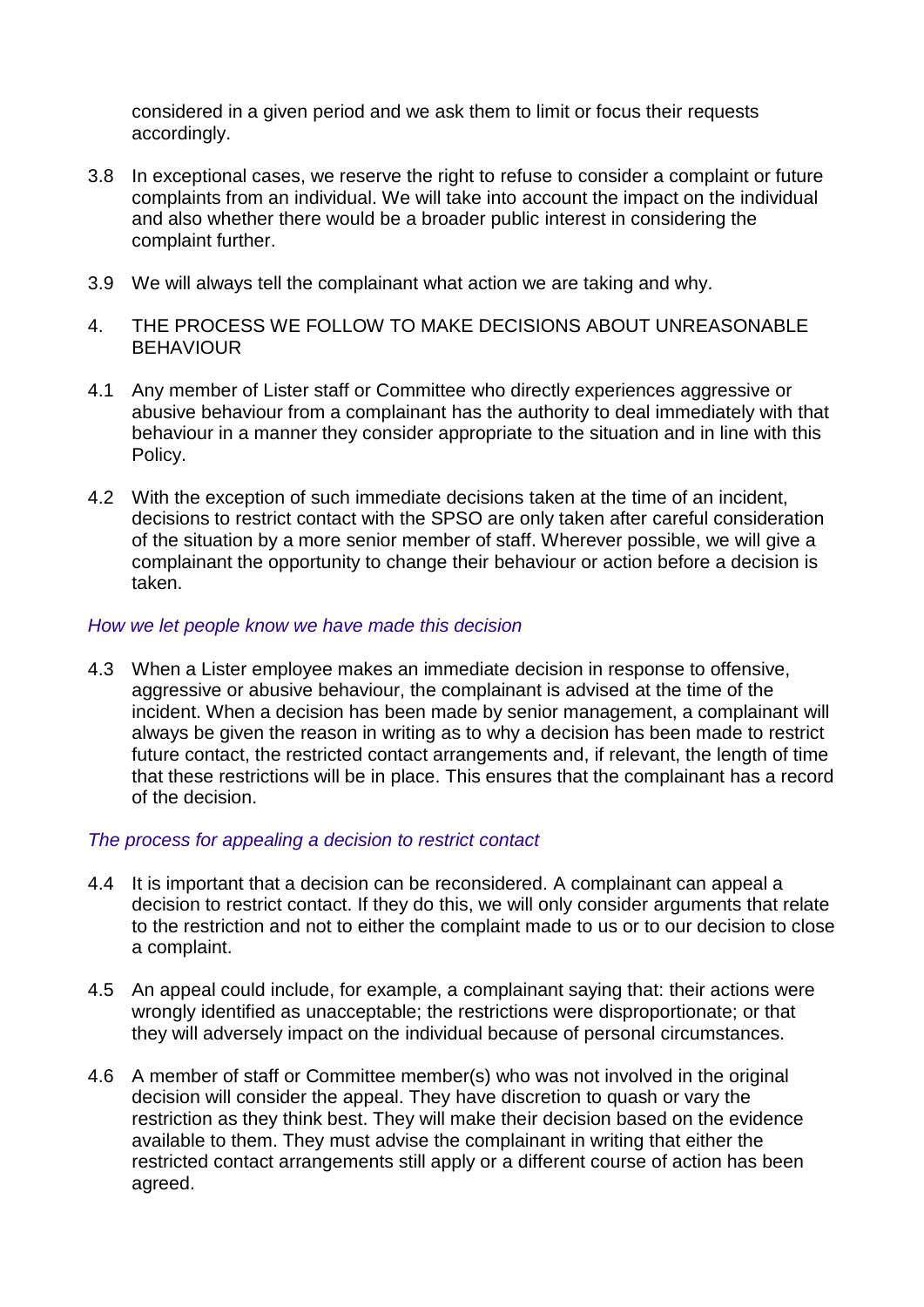considered in a given period and we ask them to limit or focus their requests accordingly.

3.8 In exceptional cases, we reserve the right to refuse to consider a complaint or future complaints from an individual. We will take into account the impact on the individual and also whether there would be a broader public interest in considering the complaint further.

3.9 We will always tell the complainant what action we are taking and why.

## 4. THE PROCESS WE FOLLOW TO MAKE DECISIONS ABOUT UNREASONABLE BEHAVIOUR

4.1 Any member of Lister staff or Committee who directly experiences aggressive or abusive behaviour from a complainant has the authority to deal immediately with that behaviour in a manner they consider appropriate to the situation and in line with this Policy.

4.2 With the exception of such immediate decisions taken at the time of an incident, decisions to restrict contact with the SPSO are only taken after careful consideration of the situation by a more senior member of staff. Wherever possible, we will give a complainant the opportunity to change their behaviour or action before a decision is taken.

*How we let people know we have made this decision*

4.3 When a Lister employee makes an immediate decision in response to offensive, aggressive or abusive behaviour, the complainant is advised at the time of the incident. When a decision has been made by senior management, a complainant will always be given the reason in writing as to why a decision has been made to restrict future contact, the restricted contact arrangements and, if relevant, the length of time that these restrictions will be in place. This ensures that the complainant has a record of the decision.

*The process for appealing a decision to restrict contact*

4.4 It is important that a decision can be reconsidered. A complainant can appeal a decision to restrict contact. If they do this, we will only consider arguments that relate to the restriction and not to either the complaint made to us or to our decision to close a complaint.

4.5 An appeal could include, for example, a complainant saying that: their actions were wrongly identified as unacceptable; the restrictions were disproportionate; or that they will adversely impact on the individual because of personal circumstances.

4.6 A member of staff or Committee member(s) who was not involved in the original decision will consider the appeal. They have discretion to quash or vary the restriction as they think best. They will make their decision based on the evidence available to them. They must advise the complainant in writing that either the restricted contact arrangements still apply or a different course of action has been agreed.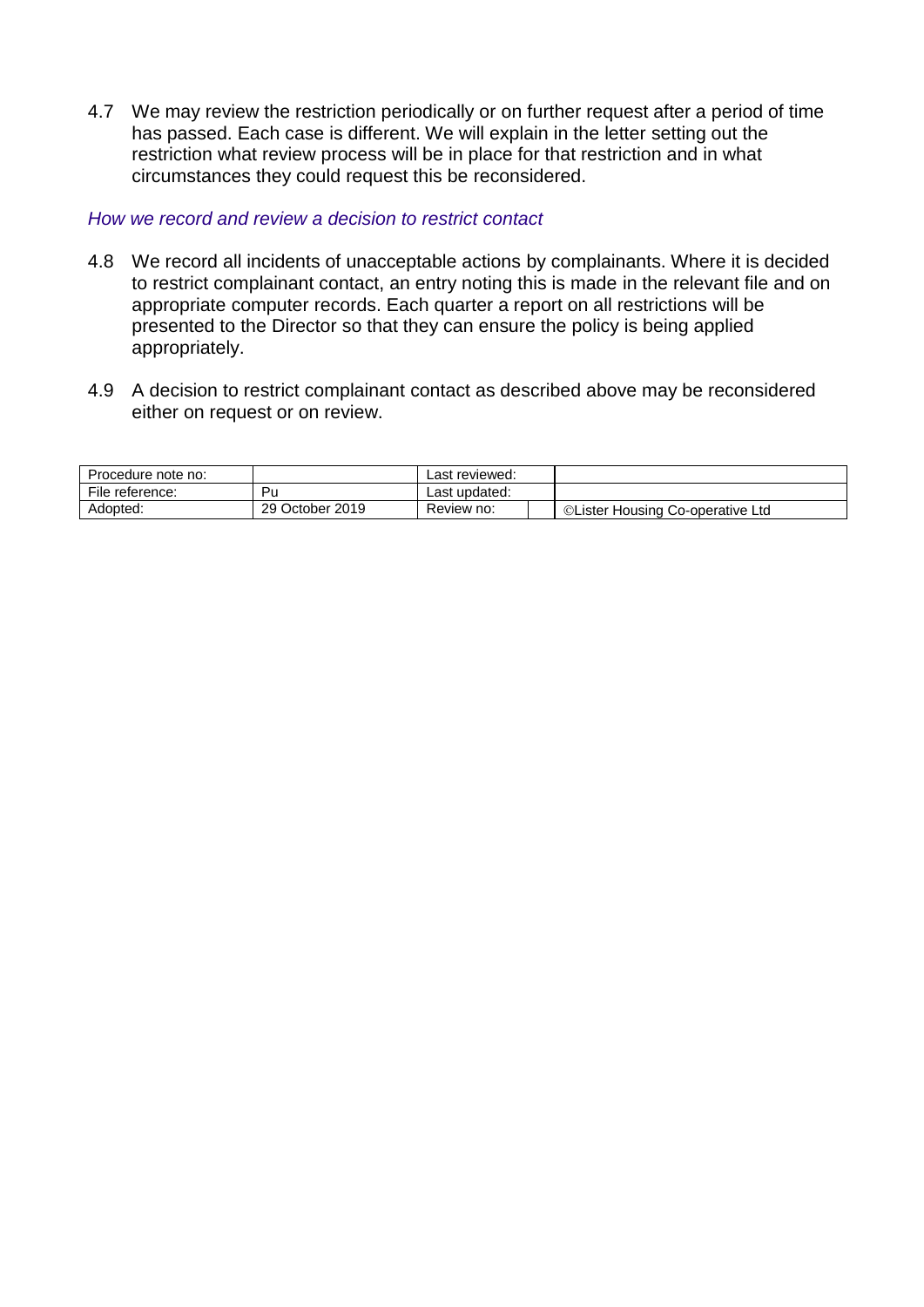4.7 We may review the restriction periodically or on further request after a period of time has passed. Each case is different. We will explain in the letter setting out the restriction what review process will be in place for that restriction and in what circumstances they could request this be reconsidered.

*How we record and review a decision to restrict contact*

4.8 We record all incidents of unacceptable actions by complainants. Where it is decided to restrict complainant contact, an entry noting this is made in the relevant file and on appropriate computer records. Each quarter a report on all restrictions will be presented to the Director so that they can ensure the policy is being applied appropriately.

4.9 A decision to restrict complainant contact as described above may be reconsidered either on request or on review.

| | | | | |
|---|---|---|---|---|
| Procedure note no: | | Last reviewed: | | |
| File reference: | Pu | Last updated: | | |
| Adopted: | 29 October 2019 | Review no: | | ©Lister Housing Co-operative Ltd |